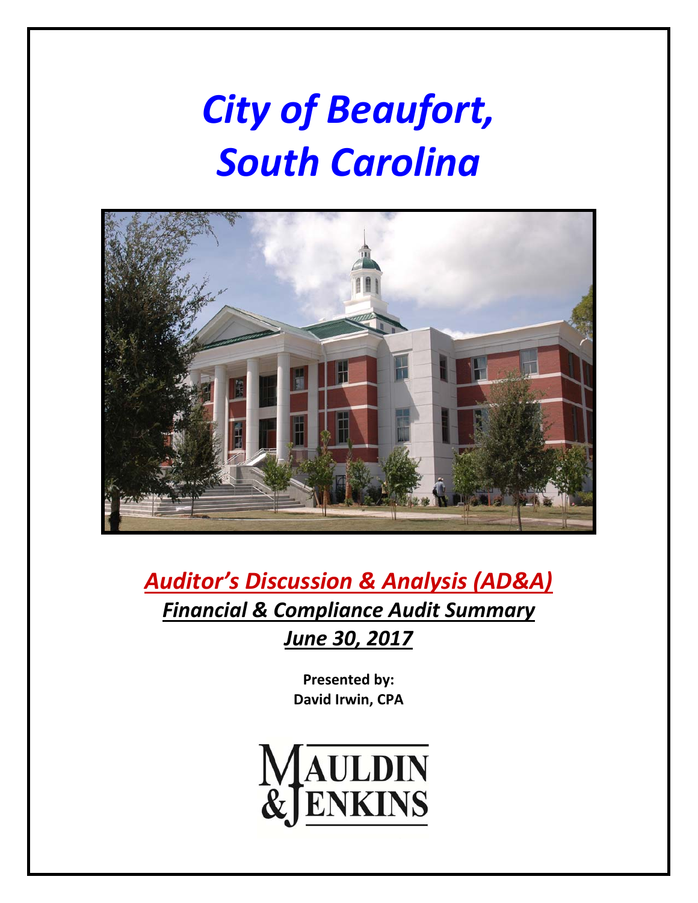# *City of Beaufort, South Carolina*

## ***Auditor's Discussion & Analysis (AD&A)***

### ***Financial & Compliance Audit Summary***

### ***June 30, 2017***

**Presented by:**
**David Irwin, CPA**

MAULDIN & JENKINS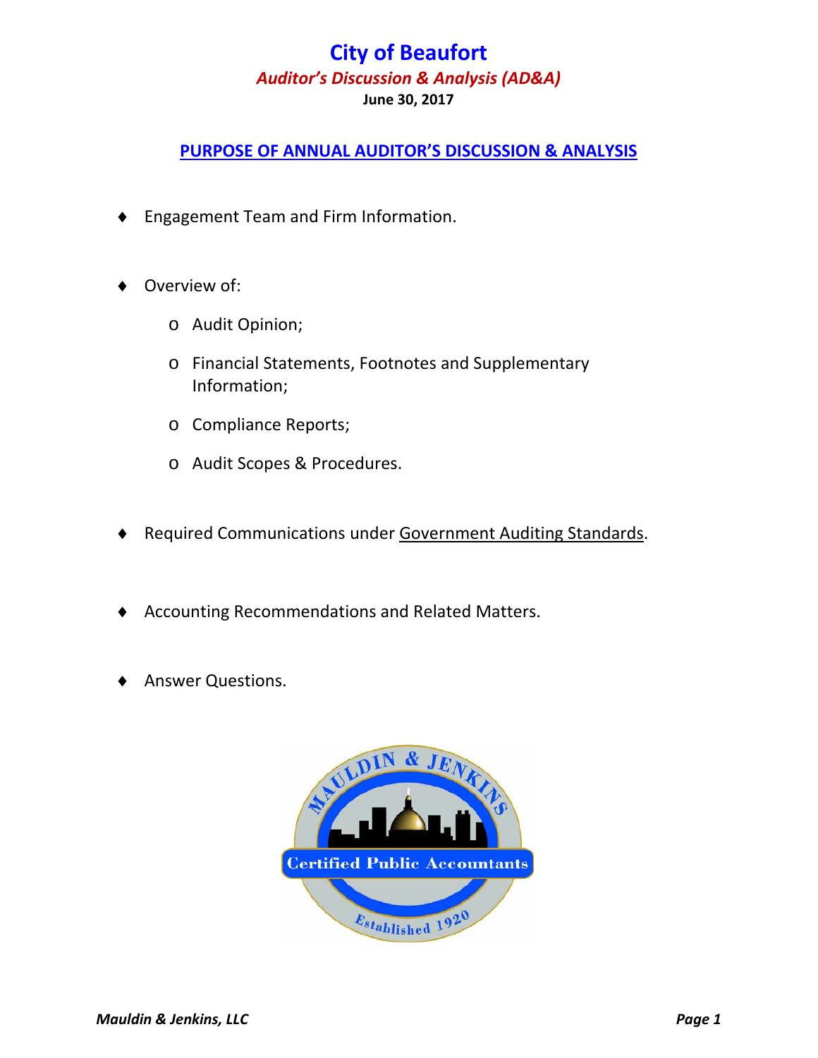# City of Beaufort

### *Auditor's Discussion & Analysis (AD&A)*

**June 30, 2017**

## PURPOSE OF ANNUAL AUDITOR'S DISCUSSION & ANALYSIS

- Engagement Team and Firm Information.
- Overview of:
  - Audit Opinion;
  - Financial Statements, Footnotes and Supplementary Information;
  - Compliance Reports;
  - Audit Scopes & Procedures.
- Required Communications under Government Auditing Standards.
- Accounting Recommendations and Related Matters.
- Answer Questions.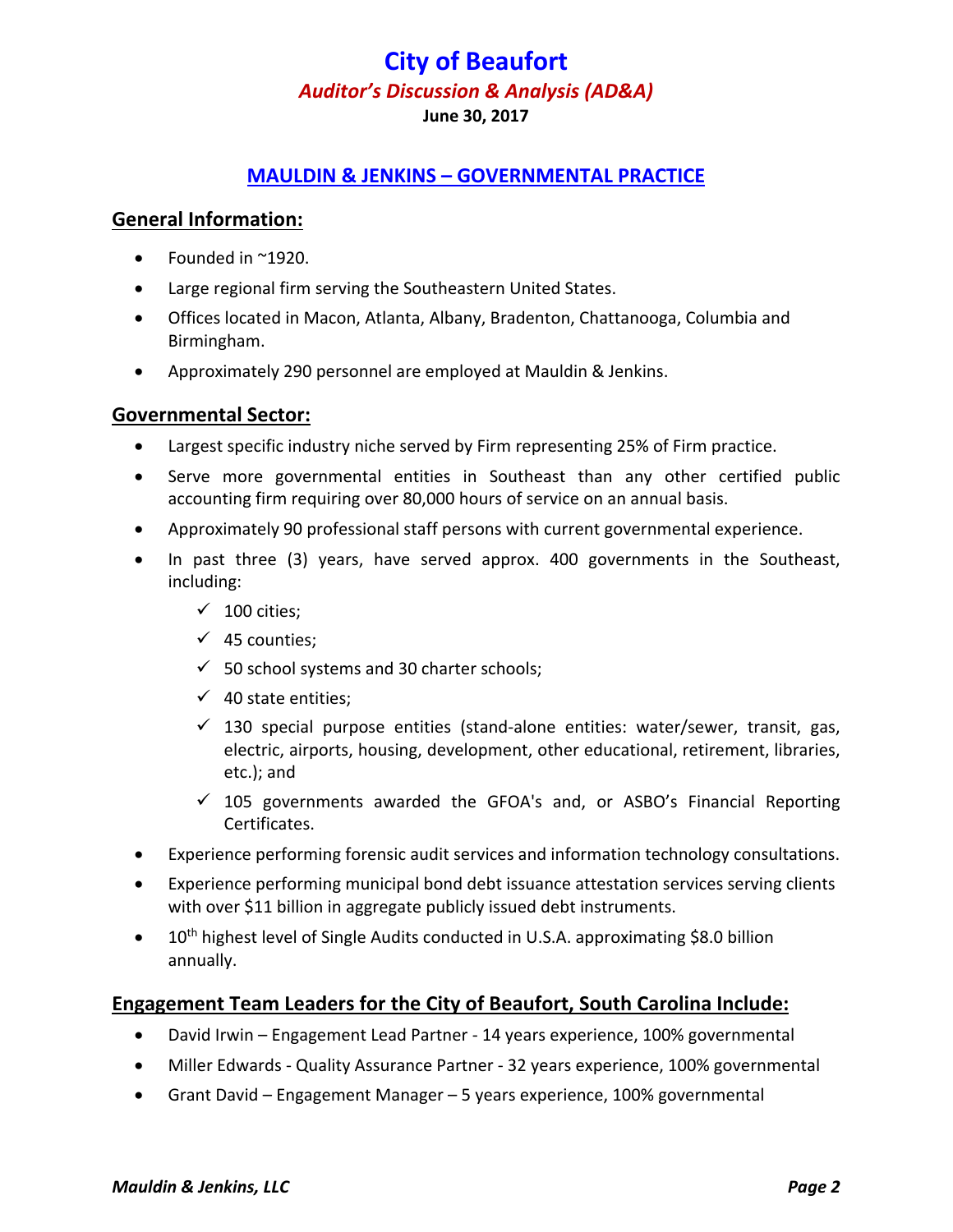# City of Beaufort

## *Auditor's Discussion & Analysis (AD&A)*

**June 30, 2017**

## MAULDIN & JENKINS – GOVERNMENTAL PRACTICE

### General Information:

- Founded in ~1920.
- Large regional firm serving the Southeastern United States.
- Offices located in Macon, Atlanta, Albany, Bradenton, Chattanooga, Columbia and Birmingham.
- Approximately 290 personnel are employed at Mauldin & Jenkins.

### Governmental Sector:

- Largest specific industry niche served by Firm representing 25% of Firm practice.
- Serve more governmental entities in Southeast than any other certified public accounting firm requiring over 80,000 hours of service on an annual basis.
- Approximately 90 professional staff persons with current governmental experience.
- In past three (3) years, have served approx. 400 governments in the Southeast, including:
  - ✓ 100 cities;
  - ✓ 45 counties;
  - ✓ 50 school systems and 30 charter schools;
  - ✓ 40 state entities;
  - ✓ 130 special purpose entities (stand-alone entities: water/sewer, transit, gas, electric, airports, housing, development, other educational, retirement, libraries, etc.); and
  - ✓ 105 governments awarded the GFOA's and, or ASBO's Financial Reporting Certificates.
- Experience performing forensic audit services and information technology consultations.
- Experience performing municipal bond debt issuance attestation services serving clients with over $11 billion in aggregate publicly issued debt instruments.
- 10th highest level of Single Audits conducted in U.S.A. approximating $8.0 billion annually.

### Engagement Team Leaders for the City of Beaufort, South Carolina Include:

- David Irwin – Engagement Lead Partner - 14 years experience, 100% governmental
- Miller Edwards - Quality Assurance Partner - 32 years experience, 100% governmental
- Grant David – Engagement Manager – 5 years experience, 100% governmental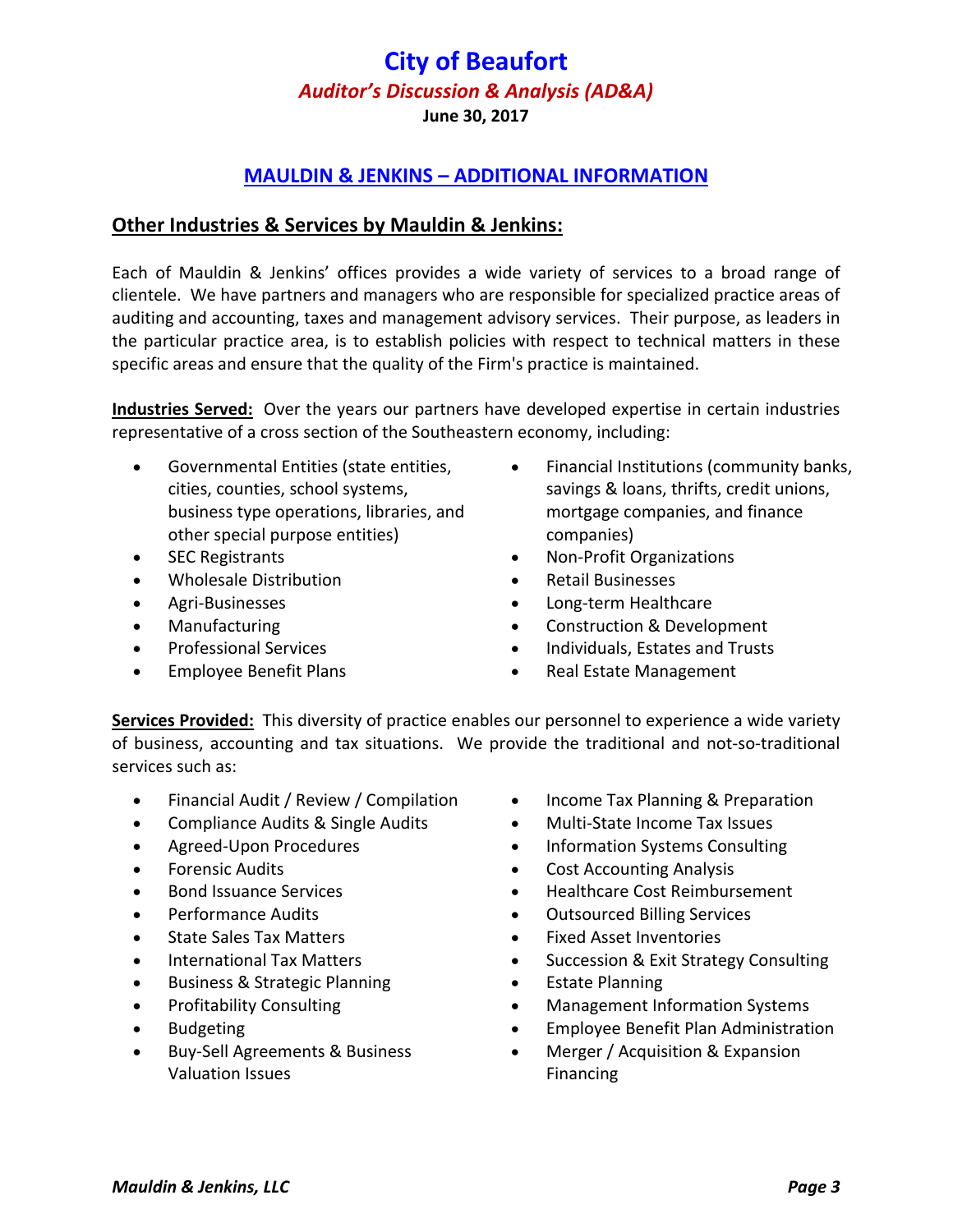## MAULDIN & JENKINS – ADDITIONAL INFORMATION

### Other Industries & Services by Mauldin & Jenkins:

Each of Mauldin & Jenkins' offices provides a wide variety of services to a broad range of clientele. We have partners and managers who are responsible for specialized practice areas of auditing and accounting, taxes and management advisory services. Their purpose, as leaders in the particular practice area, is to establish policies with respect to technical matters in these specific areas and ensure that the quality of the Firm's practice is maintained.

**Industries Served:** Over the years our partners have developed expertise in certain industries representative of a cross section of the Southeastern economy, including:

- Governmental Entities (state entities, cities, counties, school systems, business type operations, libraries, and other special purpose entities)
- SEC Registrants
- Wholesale Distribution
- Agri-Businesses
- Manufacturing
- Professional Services
- Employee Benefit Plans
- Financial Institutions (community banks, savings & loans, thrifts, credit unions, mortgage companies, and finance companies)
- Non-Profit Organizations
- Retail Businesses
- Long-term Healthcare
- Construction & Development
- Individuals, Estates and Trusts
- Real Estate Management

**Services Provided:** This diversity of practice enables our personnel to experience a wide variety of business, accounting and tax situations. We provide the traditional and not-so-traditional services such as:

- Financial Audit / Review / Compilation
- Compliance Audits & Single Audits
- Agreed-Upon Procedures
- Forensic Audits
- Bond Issuance Services
- Performance Audits
- State Sales Tax Matters
- International Tax Matters
- Business & Strategic Planning
- Profitability Consulting
- Budgeting
- Buy-Sell Agreements & Business Valuation Issues
- Income Tax Planning & Preparation
- Multi-State Income Tax Issues
- Information Systems Consulting
- Cost Accounting Analysis
- Healthcare Cost Reimbursement
- Outsourced Billing Services
- Fixed Asset Inventories
- Succession & Exit Strategy Consulting
- Estate Planning
- Management Information Systems
- Employee Benefit Plan Administration
- Merger / Acquisition & Expansion Financing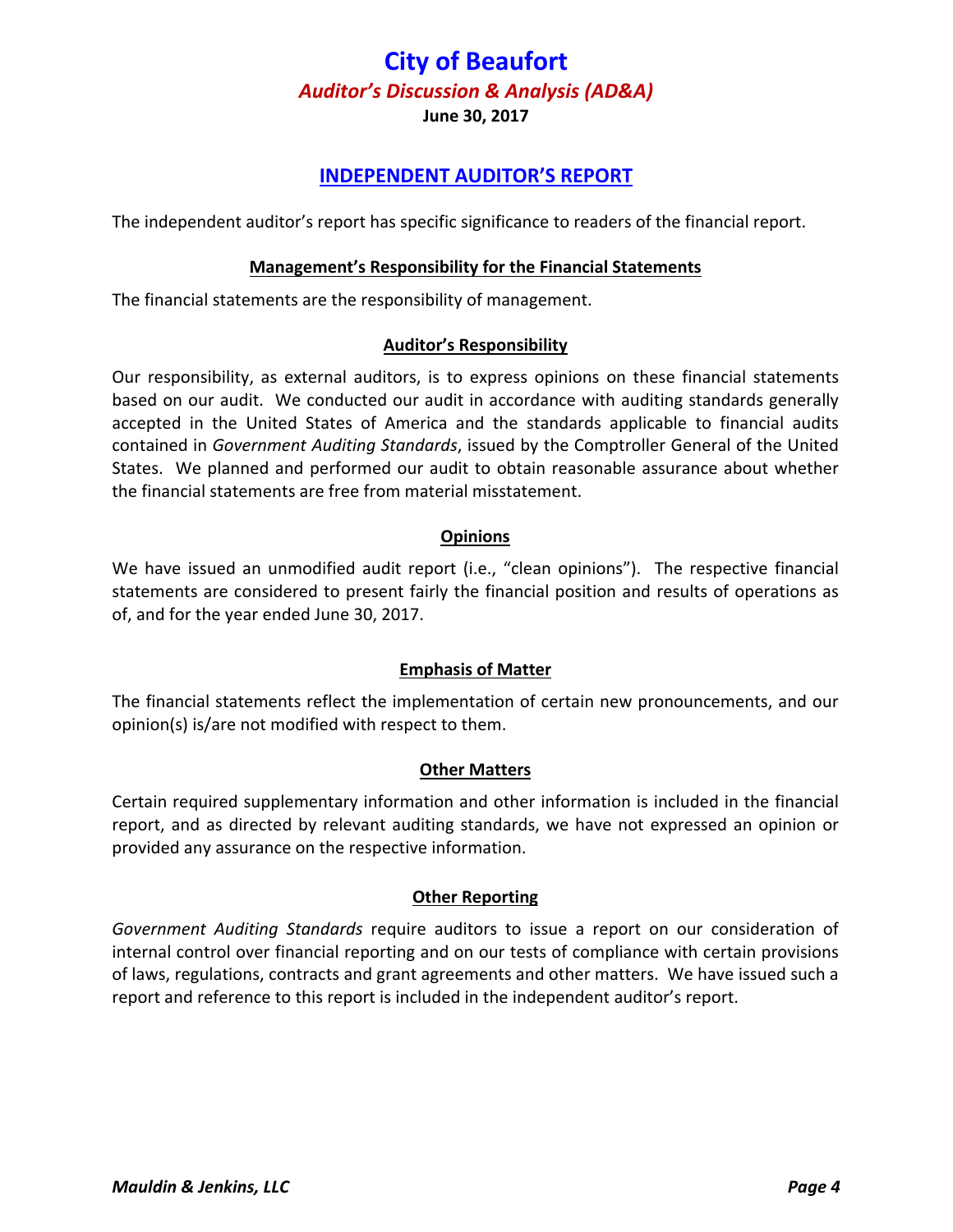# City of Beaufort

## *Auditor's Discussion & Analysis (AD&A)*

**June 30, 2017**

## INDEPENDENT AUDITOR'S REPORT

The independent auditor's report has specific significance to readers of the financial report.

### Management's Responsibility for the Financial Statements

The financial statements are the responsibility of management.

### Auditor's Responsibility

Our responsibility, as external auditors, is to express opinions on these financial statements based on our audit. We conducted our audit in accordance with auditing standards generally accepted in the United States of America and the standards applicable to financial audits contained in *Government Auditing Standards*, issued by the Comptroller General of the United States. We planned and performed our audit to obtain reasonable assurance about whether the financial statements are free from material misstatement.

### Opinions

We have issued an unmodified audit report (i.e., "clean opinions"). The respective financial statements are considered to present fairly the financial position and results of operations as of, and for the year ended June 30, 2017.

### Emphasis of Matter

The financial statements reflect the implementation of certain new pronouncements, and our opinion(s) is/are not modified with respect to them.

### Other Matters

Certain required supplementary information and other information is included in the financial report, and as directed by relevant auditing standards, we have not expressed an opinion or provided any assurance on the respective information.

### Other Reporting

*Government Auditing Standards* require auditors to issue a report on our consideration of internal control over financial reporting and on our tests of compliance with certain provisions of laws, regulations, contracts and grant agreements and other matters. We have issued such a report and reference to this report is included in the independent auditor's report.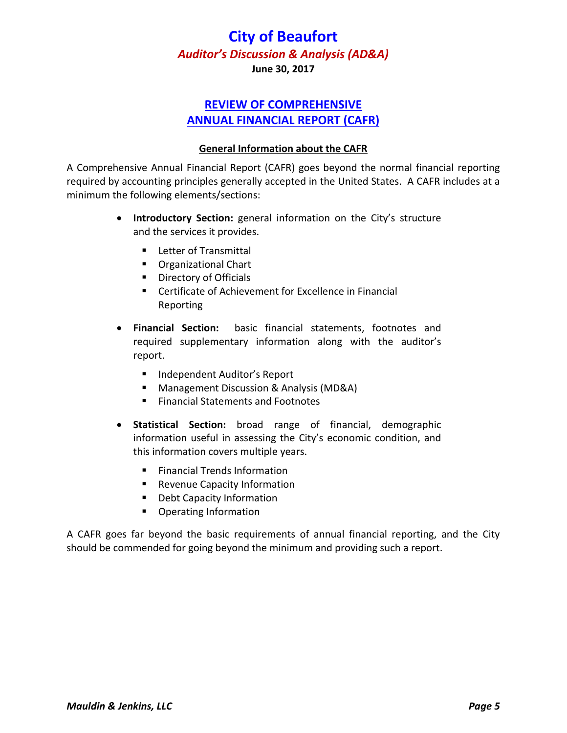# City of Beaufort

## *Auditor's Discussion & Analysis (AD&A)*

**June 30, 2017**

## REVIEW OF COMPREHENSIVE ANNUAL FINANCIAL REPORT (CAFR)

### General Information about the CAFR

A Comprehensive Annual Financial Report (CAFR) goes beyond the normal financial reporting required by accounting principles generally accepted in the United States. A CAFR includes at a minimum the following elements/sections:

- **Introductory Section:** general information on the City's structure and the services it provides.
  - Letter of Transmittal
  - Organizational Chart
  - Directory of Officials
  - Certificate of Achievement for Excellence in Financial Reporting
- **Financial Section:** basic financial statements, footnotes and required supplementary information along with the auditor's report.
  - Independent Auditor's Report
  - Management Discussion & Analysis (MD&A)
  - Financial Statements and Footnotes
- **Statistical Section:** broad range of financial, demographic information useful in assessing the City's economic condition, and this information covers multiple years.
  - Financial Trends Information
  - Revenue Capacity Information
  - Debt Capacity Information
  - Operating Information

A CAFR goes far beyond the basic requirements of annual financial reporting, and the City should be commended for going beyond the minimum and providing such a report.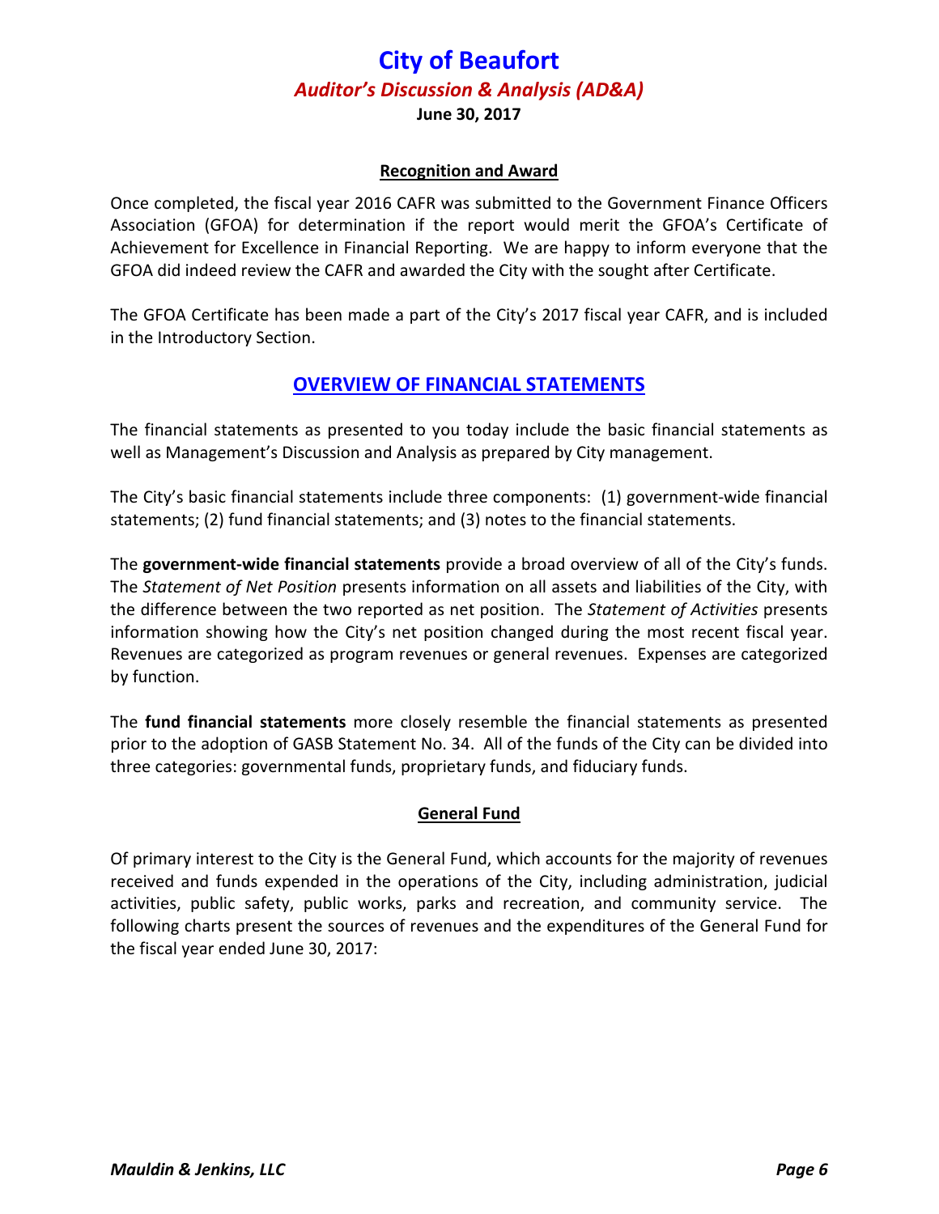#### Recognition and Award

Once completed, the fiscal year 2016 CAFR was submitted to the Government Finance Officers Association (GFOA) for determination if the report would merit the GFOA's Certificate of Achievement for Excellence in Financial Reporting. We are happy to inform everyone that the GFOA did indeed review the CAFR and awarded the City with the sought after Certificate.

The GFOA Certificate has been made a part of the City's 2017 fiscal year CAFR, and is included in the Introductory Section.

## OVERVIEW OF FINANCIAL STATEMENTS

The financial statements as presented to you today include the basic financial statements as well as Management's Discussion and Analysis as prepared by City management.

The City's basic financial statements include three components: (1) government-wide financial statements; (2) fund financial statements; and (3) notes to the financial statements.

The **government-wide financial statements** provide a broad overview of all of the City's funds. The *Statement of Net Position* presents information on all assets and liabilities of the City, with the difference between the two reported as net position. The *Statement of Activities* presents information showing how the City's net position changed during the most recent fiscal year. Revenues are categorized as program revenues or general revenues. Expenses are categorized by function.

The **fund financial statements** more closely resemble the financial statements as presented prior to the adoption of GASB Statement No. 34. All of the funds of the City can be divided into three categories: governmental funds, proprietary funds, and fiduciary funds.

#### General Fund

Of primary interest to the City is the General Fund, which accounts for the majority of revenues received and funds expended in the operations of the City, including administration, judicial activities, public safety, public works, parks and recreation, and community service. The following charts present the sources of revenues and the expenditures of the General Fund for the fiscal year ended June 30, 2017: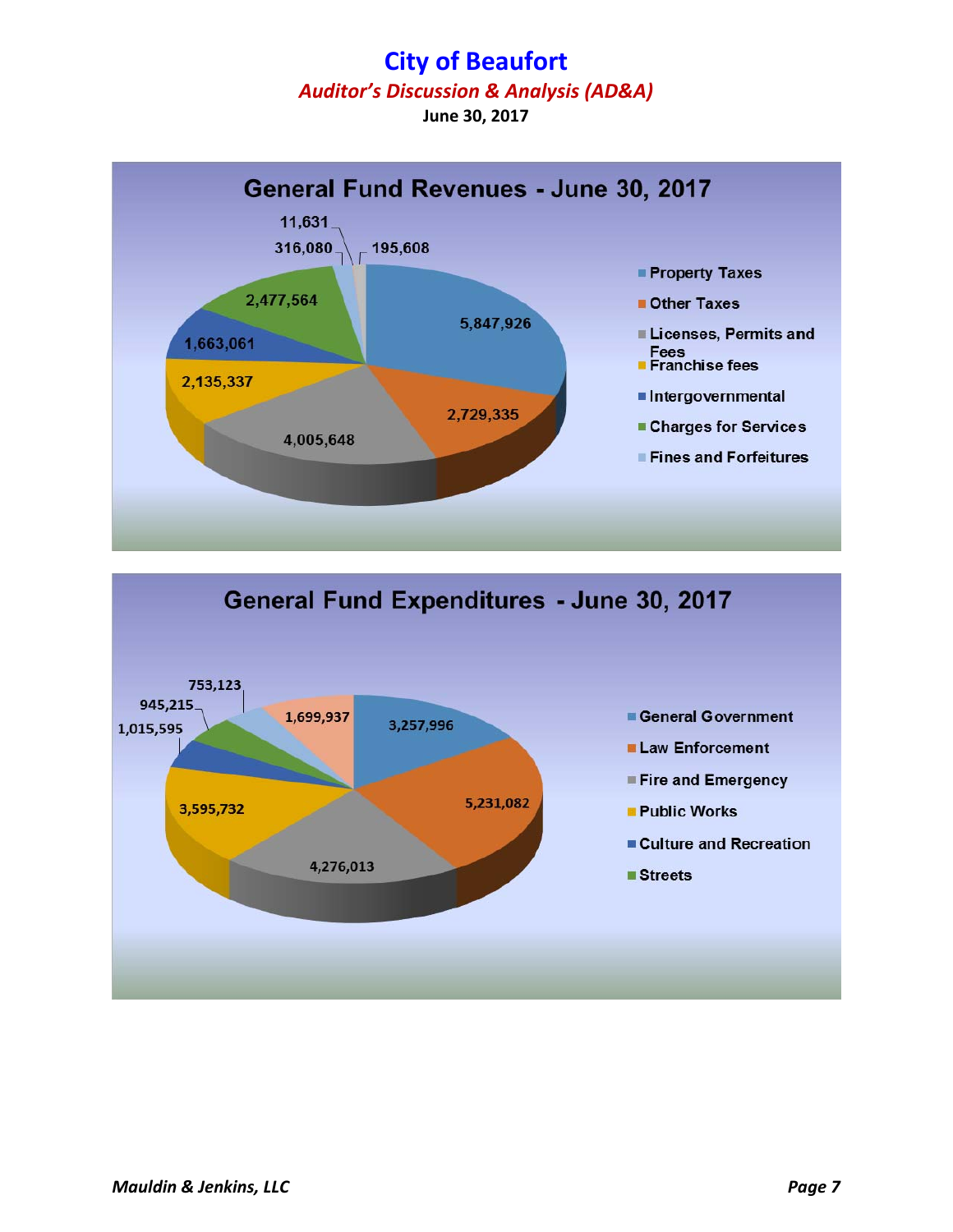# City of Beaufort

## *Auditor's Discussion & Analysis (AD&A)*

**June 30, 2017**

### General Fund Revenues - June 30, 2017

| Category | Amount |
|---|---|
| Property Taxes | 5,847,926 |
| Other Taxes | 2,729,335 |
| Licenses, Permits and Fees | 4,005,648 |
| Franchise fees | 2,135,337 |
| Intergovernmental | 1,663,061 |
| Charges for Services | 2,477,564 |
| Fines and Forfeitures | 316,080 |
| | 11,631 |
| | 195,608 |

### General Fund Expenditures - June 30, 2017

| Category | Amount |
|---|---|
| General Government | 3,257,996 |
| Law Enforcement | 5,231,082 |
| Fire and Emergency | 4,276,013 |
| Public Works | 3,595,732 |
| Culture and Recreation | 1,015,595 |
| Streets | 945,215 |
| | 753,123 |
| | 1,699,937 |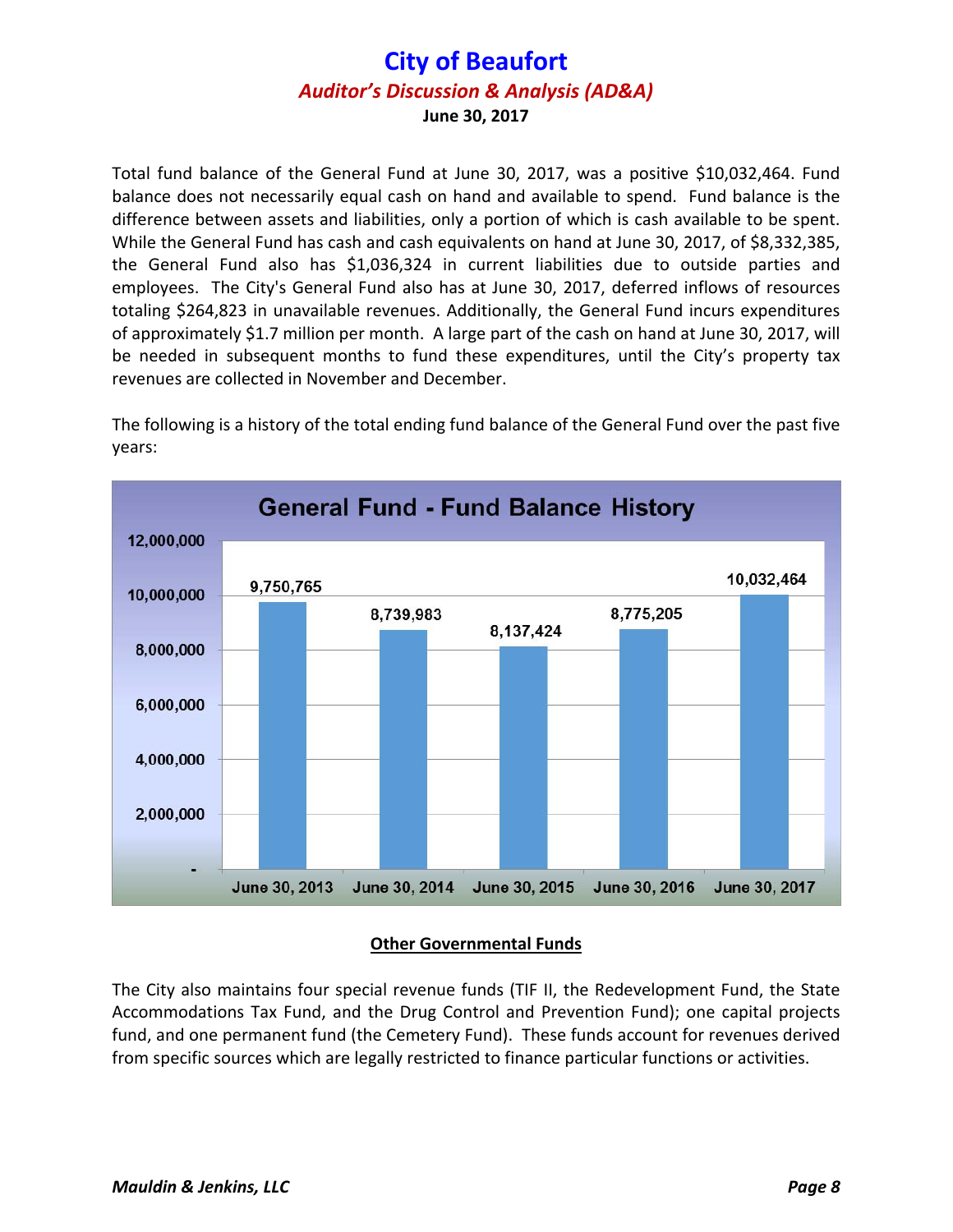Total fund balance of the General Fund at June 30, 2017, was a positive $10,032,464. Fund balance does not necessarily equal cash on hand and available to spend. Fund balance is the difference between assets and liabilities, only a portion of which is cash available to be spent. While the General Fund has cash and cash equivalents on hand at June 30, 2017, of $8,332,385, the General Fund also has $1,036,324 in current liabilities due to outside parties and employees. The City's General Fund also has at June 30, 2017, deferred inflows of resources totaling $264,823 in unavailable revenues. Additionally, the General Fund incurs expenditures of approximately $1.7 million per month. A large part of the cash on hand at June 30, 2017, will be needed in subsequent months to fund these expenditures, until the City's property tax revenues are collected in November and December.

The following is a history of the total ending fund balance of the General Fund over the past five years:

**General Fund - Fund Balance History**

| Date | Fund Balance |
|---|---|
| June 30, 2013 | 9,750,765 |
| June 30, 2014 | 8,739,983 |
| June 30, 2015 | 8,137,424 |
| June 30, 2016 | 8,775,205 |
| June 30, 2017 | 10,032,464 |

## Other Governmental Funds

The City also maintains four special revenue funds (TIF II, the Redevelopment Fund, the State Accommodations Tax Fund, and the Drug Control and Prevention Fund); one capital projects fund, and one permanent fund (the Cemetery Fund). These funds account for revenues derived from specific sources which are legally restricted to finance particular functions or activities.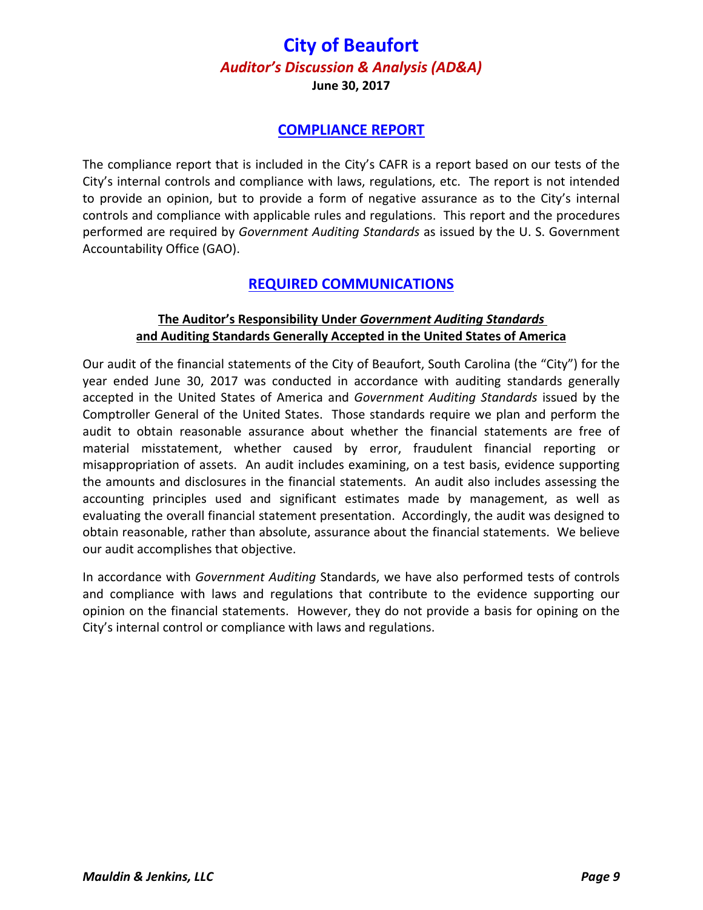## COMPLIANCE REPORT

The compliance report that is included in the City's CAFR is a report based on our tests of the City's internal controls and compliance with laws, regulations, etc. The report is not intended to provide an opinion, but to provide a form of negative assurance as to the City's internal controls and compliance with applicable rules and regulations. This report and the procedures performed are required by *Government Auditing Standards* as issued by the U. S. Government Accountability Office (GAO).

## REQUIRED COMMUNICATIONS

### The Auditor's Responsibility Under *Government Auditing Standards* and Auditing Standards Generally Accepted in the United States of America

Our audit of the financial statements of the City of Beaufort, South Carolina (the "City") for the year ended June 30, 2017 was conducted in accordance with auditing standards generally accepted in the United States of America and *Government Auditing Standards* issued by the Comptroller General of the United States. Those standards require we plan and perform the audit to obtain reasonable assurance about whether the financial statements are free of material misstatement, whether caused by error, fraudulent financial reporting or misappropriation of assets. An audit includes examining, on a test basis, evidence supporting the amounts and disclosures in the financial statements. An audit also includes assessing the accounting principles used and significant estimates made by management, as well as evaluating the overall financial statement presentation. Accordingly, the audit was designed to obtain reasonable, rather than absolute, assurance about the financial statements. We believe our audit accomplishes that objective.

In accordance with *Government Auditing* Standards, we have also performed tests of controls and compliance with laws and regulations that contribute to the evidence supporting our opinion on the financial statements. However, they do not provide a basis for opining on the City's internal control or compliance with laws and regulations.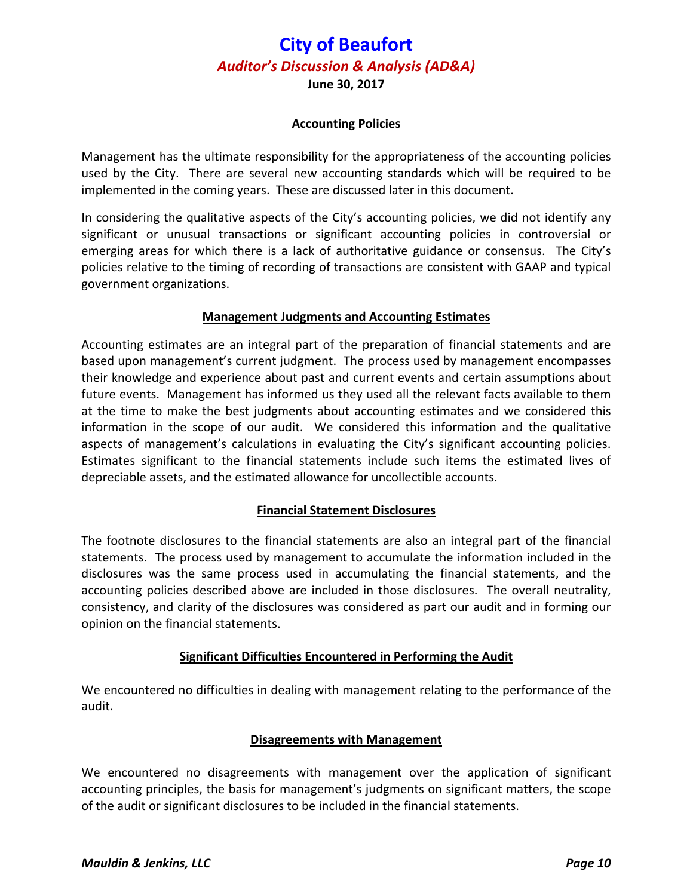## Accounting Policies

Management has the ultimate responsibility for the appropriateness of the accounting policies used by the City. There are several new accounting standards which will be required to be implemented in the coming years. These are discussed later in this document.

In considering the qualitative aspects of the City's accounting policies, we did not identify any significant or unusual transactions or significant accounting policies in controversial or emerging areas for which there is a lack of authoritative guidance or consensus. The City's policies relative to the timing of recording of transactions are consistent with GAAP and typical government organizations.

## Management Judgments and Accounting Estimates

Accounting estimates are an integral part of the preparation of financial statements and are based upon management's current judgment. The process used by management encompasses their knowledge and experience about past and current events and certain assumptions about future events. Management has informed us they used all the relevant facts available to them at the time to make the best judgments about accounting estimates and we considered this information in the scope of our audit. We considered this information and the qualitative aspects of management's calculations in evaluating the City's significant accounting policies. Estimates significant to the financial statements include such items the estimated lives of depreciable assets, and the estimated allowance for uncollectible accounts.

## Financial Statement Disclosures

The footnote disclosures to the financial statements are also an integral part of the financial statements. The process used by management to accumulate the information included in the disclosures was the same process used in accumulating the financial statements, and the accounting policies described above are included in those disclosures. The overall neutrality, consistency, and clarity of the disclosures was considered as part our audit and in forming our opinion on the financial statements.

## Significant Difficulties Encountered in Performing the Audit

We encountered no difficulties in dealing with management relating to the performance of the audit.

## Disagreements with Management

We encountered no disagreements with management over the application of significant accounting principles, the basis for management's judgments on significant matters, the scope of the audit or significant disclosures to be included in the financial statements.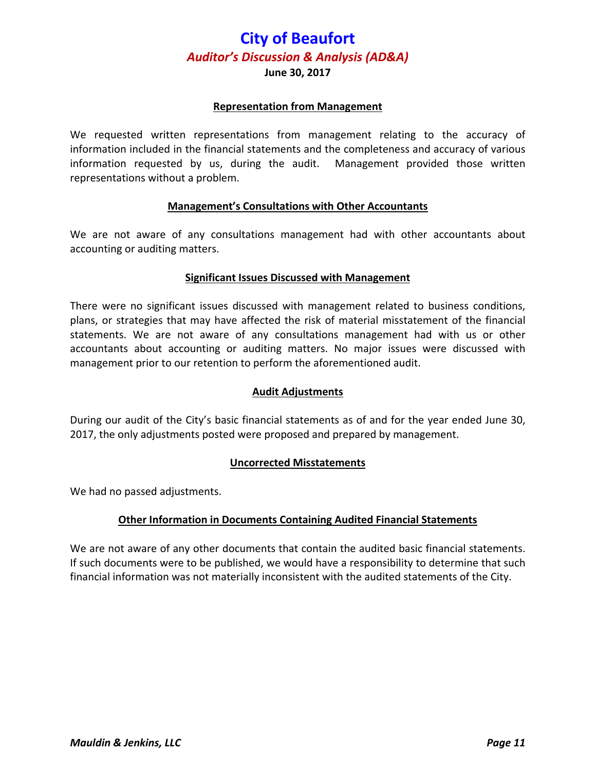### Representation from Management

We requested written representations from management relating to the accuracy of information included in the financial statements and the completeness and accuracy of various information requested by us, during the audit. Management provided those written representations without a problem.

### Management's Consultations with Other Accountants

We are not aware of any consultations management had with other accountants about accounting or auditing matters.

### Significant Issues Discussed with Management

There were no significant issues discussed with management related to business conditions, plans, or strategies that may have affected the risk of material misstatement of the financial statements. We are not aware of any consultations management had with us or other accountants about accounting or auditing matters. No major issues were discussed with management prior to our retention to perform the aforementioned audit.

### Audit Adjustments

During our audit of the City's basic financial statements as of and for the year ended June 30, 2017, the only adjustments posted were proposed and prepared by management.

### Uncorrected Misstatements

We had no passed adjustments.

### Other Information in Documents Containing Audited Financial Statements

We are not aware of any other documents that contain the audited basic financial statements. If such documents were to be published, we would have a responsibility to determine that such financial information was not materially inconsistent with the audited statements of the City.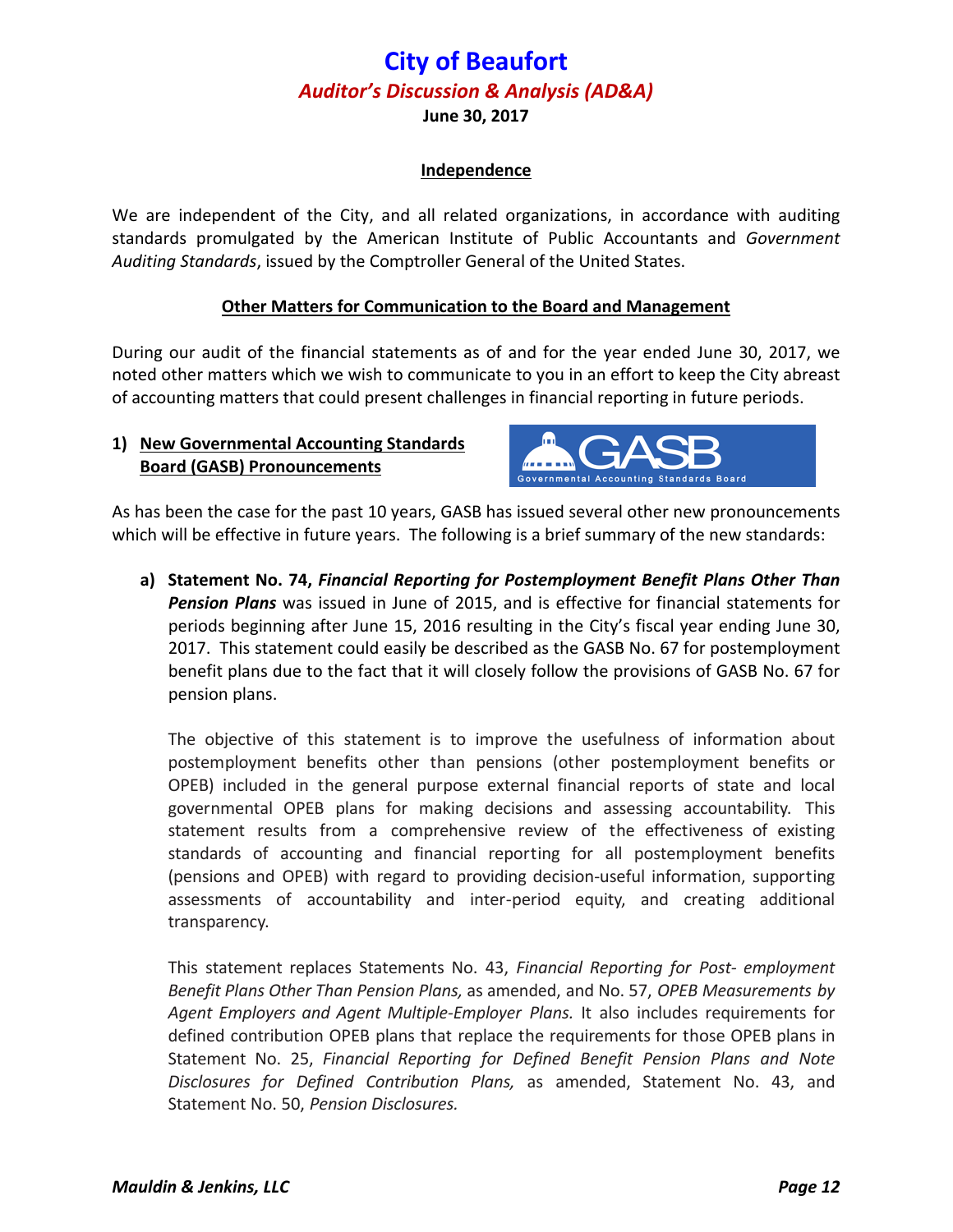# City of Beaufort

## *Auditor's Discussion & Analysis (AD&A)*

**June 30, 2017**

### Independence

We are independent of the City, and all related organizations, in accordance with auditing standards promulgated by the American Institute of Public Accountants and *Government Auditing Standards*, issued by the Comptroller General of the United States.

### Other Matters for Communication to the Board and Management

During our audit of the financial statements as of and for the year ended June 30, 2017, we noted other matters which we wish to communicate to you in an effort to keep the City abreast of accounting matters that could present challenges in financial reporting in future periods.

**1) New Governmental Accounting Standards Board (GASB) Pronouncements**

As has been the case for the past 10 years, GASB has issued several other new pronouncements which will be effective in future years. The following is a brief summary of the new standards:

**a) Statement No. 74, *Financial Reporting for Postemployment Benefit Plans Other Than Pension Plans*** was issued in June of 2015, and is effective for financial statements for periods beginning after June 15, 2016 resulting in the City's fiscal year ending June 30, 2017. This statement could easily be described as the GASB No. 67 for postemployment benefit plans due to the fact that it will closely follow the provisions of GASB No. 67 for pension plans.

The objective of this statement is to improve the usefulness of information about postemployment benefits other than pensions (other postemployment benefits or OPEB) included in the general purpose external financial reports of state and local governmental OPEB plans for making decisions and assessing accountability. This statement results from a comprehensive review of the effectiveness of existing standards of accounting and financial reporting for all postemployment benefits (pensions and OPEB) with regard to providing decision-useful information, supporting assessments of accountability and inter-period equity, and creating additional transparency.

This statement replaces Statements No. 43, *Financial Reporting for Post- employment Benefit Plans Other Than Pension Plans,* as amended, and No. 57, *OPEB Measurements by Agent Employers and Agent Multiple-Employer Plans.* It also includes requirements for defined contribution OPEB plans that replace the requirements for those OPEB plans in Statement No. 25, *Financial Reporting for Defined Benefit Pension Plans and Note Disclosures for Defined Contribution Plans,* as amended, Statement No. 43, and Statement No. 50, *Pension Disclosures.*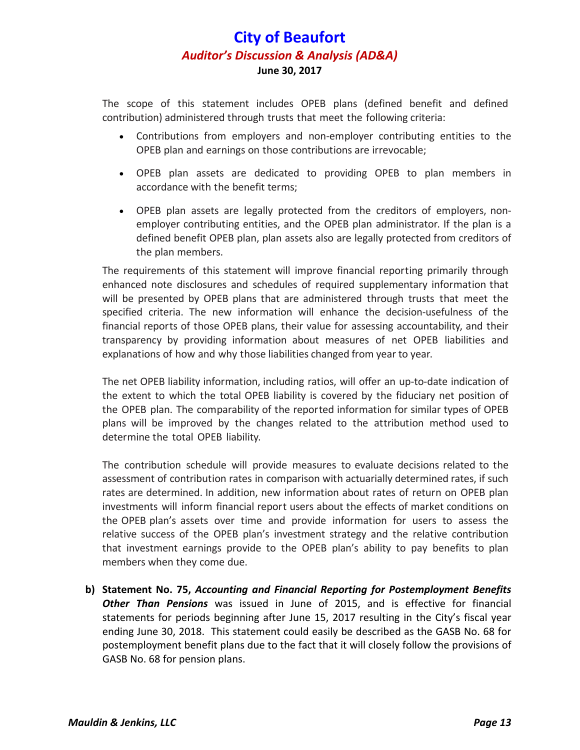The scope of this statement includes OPEB plans (defined benefit and defined contribution) administered through trusts that meet the following criteria:

- Contributions from employers and non-employer contributing entities to the OPEB plan and earnings on those contributions are irrevocable;
- OPEB plan assets are dedicated to providing OPEB to plan members in accordance with the benefit terms;
- OPEB plan assets are legally protected from the creditors of employers, non-employer contributing entities, and the OPEB plan administrator. If the plan is a defined benefit OPEB plan, plan assets also are legally protected from creditors of the plan members.

The requirements of this statement will improve financial reporting primarily through enhanced note disclosures and schedules of required supplementary information that will be presented by OPEB plans that are administered through trusts that meet the specified criteria. The new information will enhance the decision-usefulness of the financial reports of those OPEB plans, their value for assessing accountability, and their transparency by providing information about measures of net OPEB liabilities and explanations of how and why those liabilities changed from year to year.

The net OPEB liability information, including ratios, will offer an up-to-date indication of the extent to which the total OPEB liability is covered by the fiduciary net position of the OPEB plan. The comparability of the reported information for similar types of OPEB plans will be improved by the changes related to the attribution method used to determine the total OPEB liability.

The contribution schedule will provide measures to evaluate decisions related to the assessment of contribution rates in comparison with actuarially determined rates, if such rates are determined. In addition, new information about rates of return on OPEB plan investments will inform financial report users about the effects of market conditions on the OPEB plan's assets over time and provide information for users to assess the relative success of the OPEB plan's investment strategy and the relative contribution that investment earnings provide to the OPEB plan's ability to pay benefits to plan members when they come due.

**b) Statement No. 75, *Accounting and Financial Reporting for Postemployment Benefits Other Than Pensions*** was issued in June of 2015, and is effective for financial statements for periods beginning after June 15, 2017 resulting in the City's fiscal year ending June 30, 2018. This statement could easily be described as the GASB No. 68 for postemployment benefit plans due to the fact that it will closely follow the provisions of GASB No. 68 for pension plans.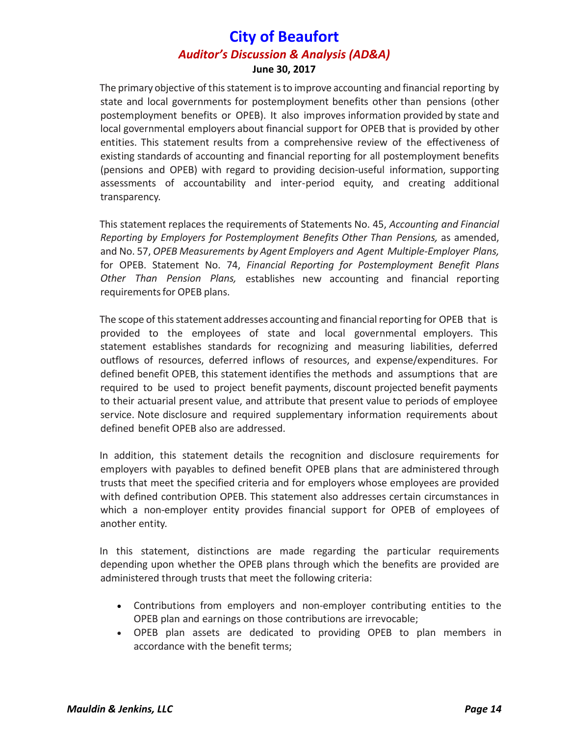The primary objective of this statement is to improve accounting and financial reporting by state and local governments for postemployment benefits other than pensions (other postemployment benefits or OPEB). It also improves information provided by state and local governmental employers about financial support for OPEB that is provided by other entities. This statement results from a comprehensive review of the effectiveness of existing standards of accounting and financial reporting for all postemployment benefits (pensions and OPEB) with regard to providing decision-useful information, supporting assessments of accountability and inter-period equity, and creating additional transparency.

This statement replaces the requirements of Statements No. 45, *Accounting and Financial Reporting by Employers for Postemployment Benefits Other Than Pensions,* as amended, and No. 57, *OPEB Measurements by Agent Employers and Agent Multiple-Employer Plans,* for OPEB. Statement No. 74, *Financial Reporting for Postemployment Benefit Plans Other Than Pension Plans,* establishes new accounting and financial reporting requirements for OPEB plans.

The scope of this statement addresses accounting and financial reporting for OPEB that is provided to the employees of state and local governmental employers. This statement establishes standards for recognizing and measuring liabilities, deferred outflows of resources, deferred inflows of resources, and expense/expenditures. For defined benefit OPEB, this statement identifies the methods and assumptions that are required to be used to project benefit payments, discount projected benefit payments to their actuarial present value, and attribute that present value to periods of employee service. Note disclosure and required supplementary information requirements about defined benefit OPEB also are addressed.

In addition, this statement details the recognition and disclosure requirements for employers with payables to defined benefit OPEB plans that are administered through trusts that meet the specified criteria and for employers whose employees are provided with defined contribution OPEB. This statement also addresses certain circumstances in which a non-employer entity provides financial support for OPEB of employees of another entity.

In this statement, distinctions are made regarding the particular requirements depending upon whether the OPEB plans through which the benefits are provided are administered through trusts that meet the following criteria:

- Contributions from employers and non-employer contributing entities to the OPEB plan and earnings on those contributions are irrevocable;
- OPEB plan assets are dedicated to providing OPEB to plan members in accordance with the benefit terms;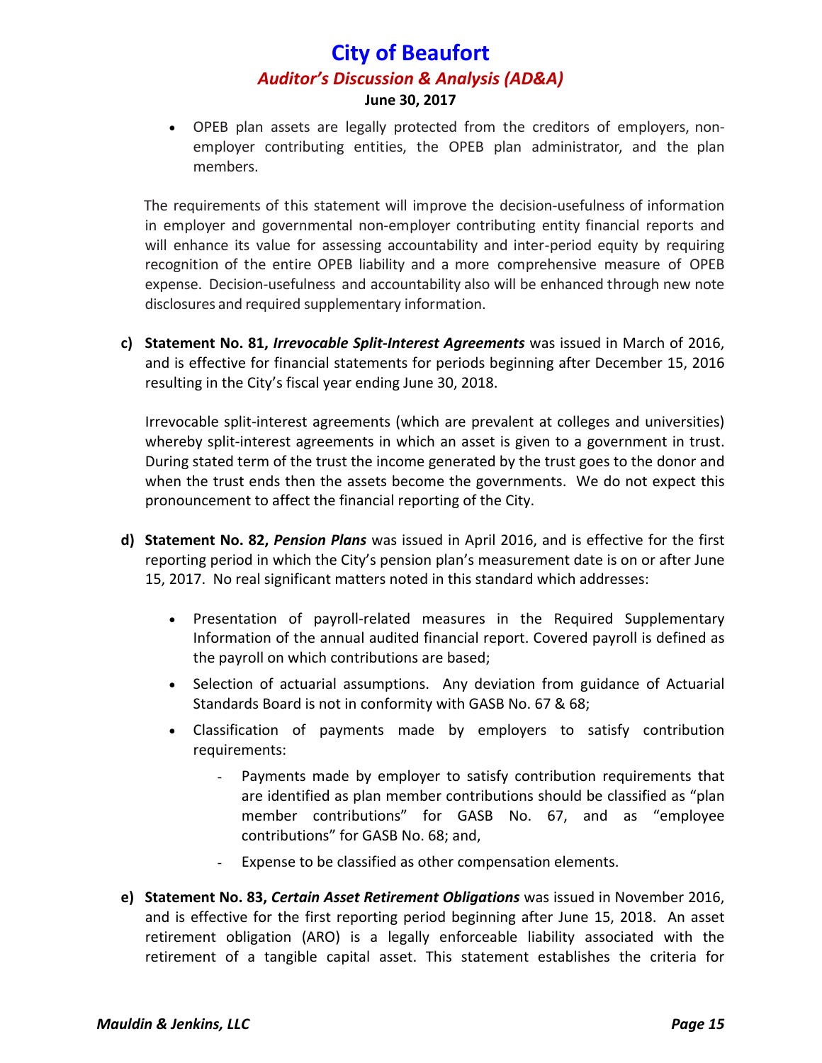- OPEB plan assets are legally protected from the creditors of employers, non-employer contributing entities, the OPEB plan administrator, and the plan members.

The requirements of this statement will improve the decision-usefulness of information in employer and governmental non-employer contributing entity financial reports and will enhance its value for assessing accountability and inter-period equity by requiring recognition of the entire OPEB liability and a more comprehensive measure of OPEB expense. Decision-usefulness and accountability also will be enhanced through new note disclosures and required supplementary information.

c) **Statement No. 81, *Irrevocable Split-Interest Agreements*** was issued in March of 2016, and is effective for financial statements for periods beginning after December 15, 2016 resulting in the City's fiscal year ending June 30, 2018.

Irrevocable split-interest agreements (which are prevalent at colleges and universities) whereby split-interest agreements in which an asset is given to a government in trust. During stated term of the trust the income generated by the trust goes to the donor and when the trust ends then the assets become the governments. We do not expect this pronouncement to affect the financial reporting of the City.

d) **Statement No. 82, *Pension Plans*** was issued in April 2016, and is effective for the first reporting period in which the City's pension plan's measurement date is on or after June 15, 2017. No real significant matters noted in this standard which addresses:

- Presentation of payroll-related measures in the Required Supplementary Information of the annual audited financial report. Covered payroll is defined as the payroll on which contributions are based;
- Selection of actuarial assumptions. Any deviation from guidance of Actuarial Standards Board is not in conformity with GASB No. 67 & 68;
- Classification of payments made by employers to satisfy contribution requirements:
  - Payments made by employer to satisfy contribution requirements that are identified as plan member contributions should be classified as "plan member contributions" for GASB No. 67, and as "employee contributions" for GASB No. 68; and,
  - Expense to be classified as other compensation elements.

e) **Statement No. 83, *Certain Asset Retirement Obligations*** was issued in November 2016, and is effective for the first reporting period beginning after June 15, 2018. An asset retirement obligation (ARO) is a legally enforceable liability associated with the retirement of a tangible capital asset. This statement establishes the criteria for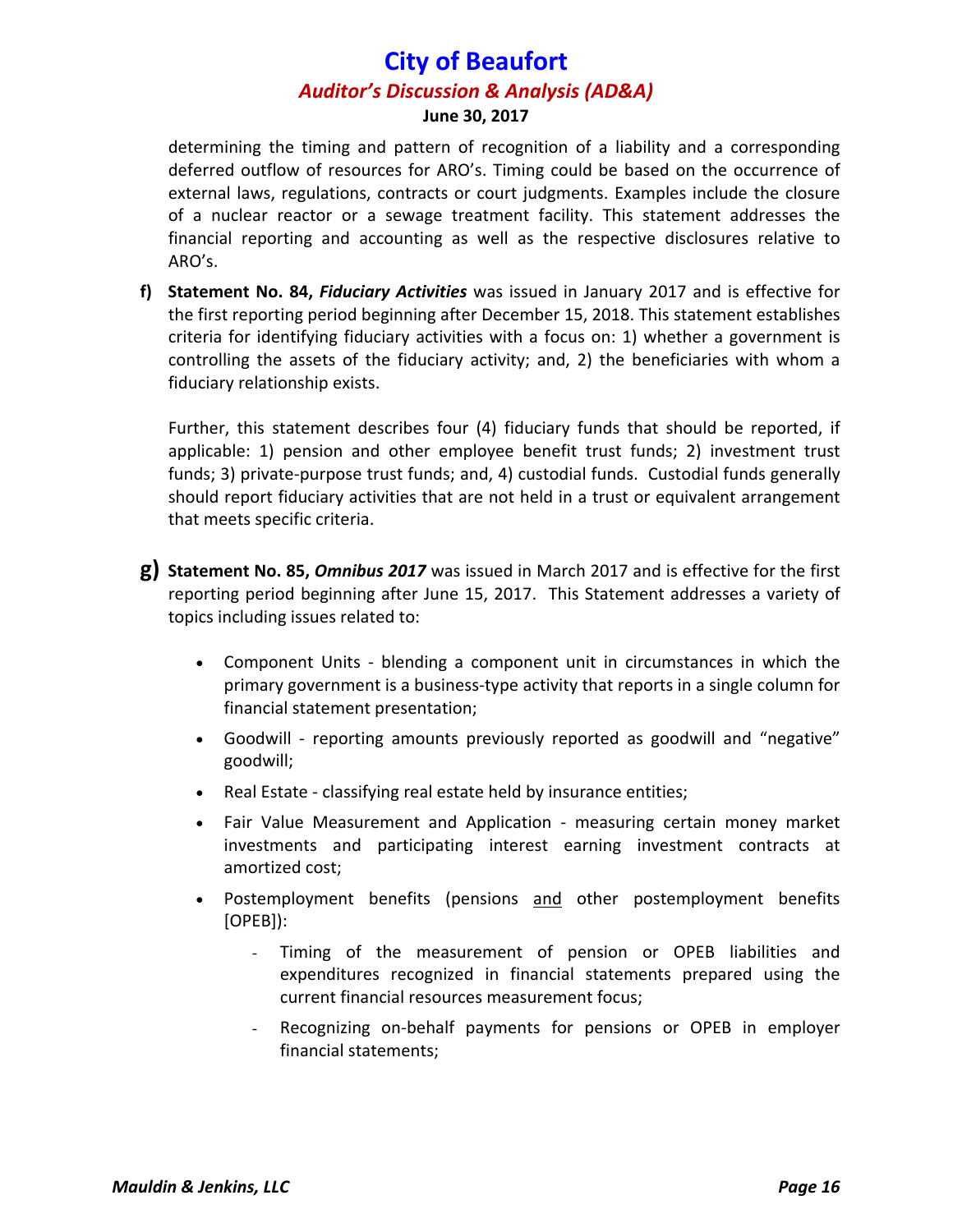determining the timing and pattern of recognition of a liability and a corresponding deferred outflow of resources for ARO's. Timing could be based on the occurrence of external laws, regulations, contracts or court judgments. Examples include the closure of a nuclear reactor or a sewage treatment facility. This statement addresses the financial reporting and accounting as well as the respective disclosures relative to ARO's.

**f) Statement No. 84, *Fiduciary Activities*** was issued in January 2017 and is effective for the first reporting period beginning after December 15, 2018. This statement establishes criteria for identifying fiduciary activities with a focus on: 1) whether a government is controlling the assets of the fiduciary activity; and, 2) the beneficiaries with whom a fiduciary relationship exists.

Further, this statement describes four (4) fiduciary funds that should be reported, if applicable: 1) pension and other employee benefit trust funds; 2) investment trust funds; 3) private-purpose trust funds; and, 4) custodial funds. Custodial funds generally should report fiduciary activities that are not held in a trust or equivalent arrangement that meets specific criteria.

**g) Statement No. 85, *Omnibus 2017*** was issued in March 2017 and is effective for the first reporting period beginning after June 15, 2017. This Statement addresses a variety of topics including issues related to:

- Component Units - blending a component unit in circumstances in which the primary government is a business-type activity that reports in a single column for financial statement presentation;
- Goodwill - reporting amounts previously reported as goodwill and "negative" goodwill;
- Real Estate - classifying real estate held by insurance entities;
- Fair Value Measurement and Application - measuring certain money market investments and participating interest earning investment contracts at amortized cost;
- Postemployment benefits (pensions and other postemployment benefits [OPEB]):
  - Timing of the measurement of pension or OPEB liabilities and expenditures recognized in financial statements prepared using the current financial resources measurement focus;
  - Recognizing on-behalf payments for pensions or OPEB in employer financial statements;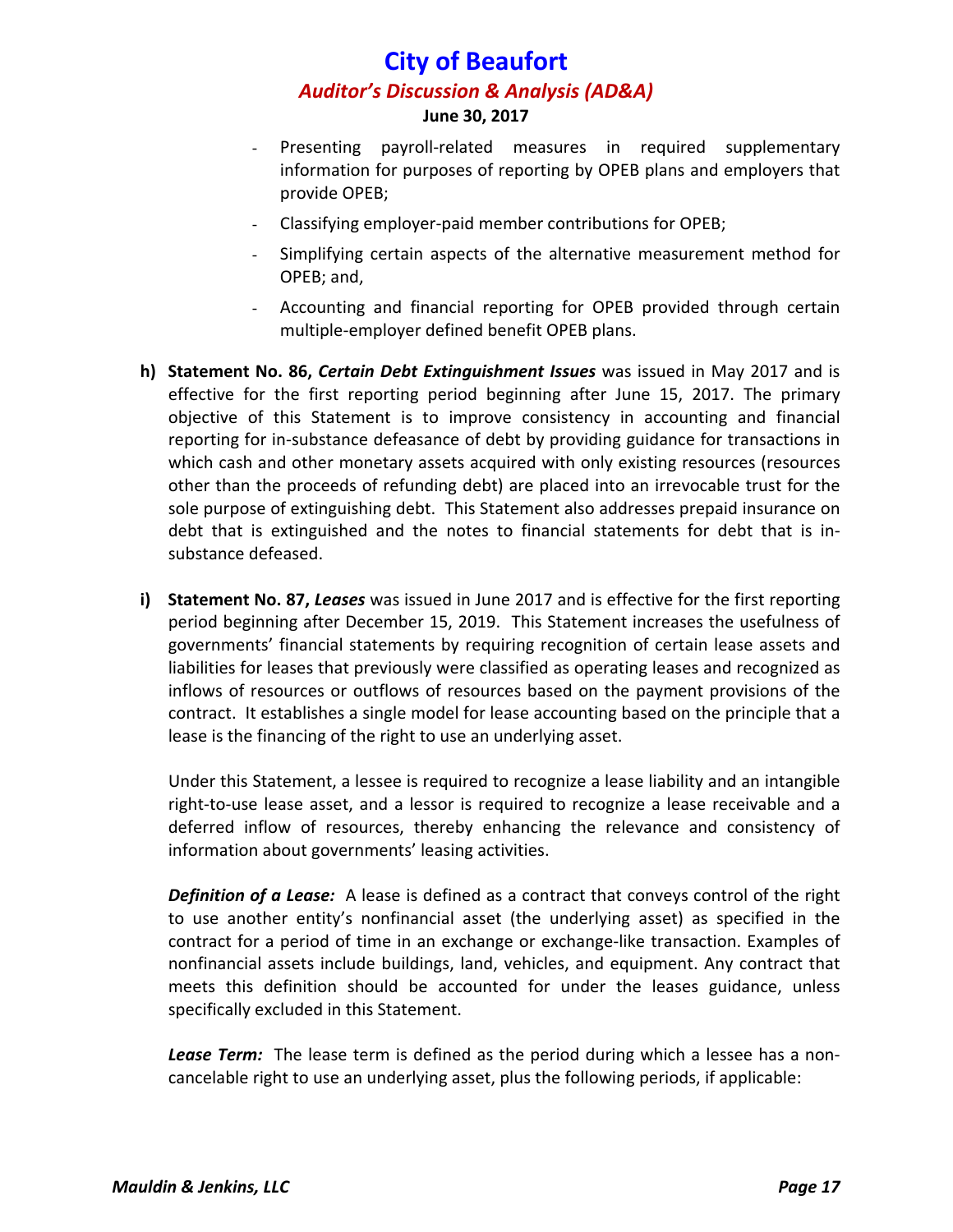- Presenting payroll-related measures in required supplementary information for purposes of reporting by OPEB plans and employers that provide OPEB;
- Classifying employer-paid member contributions for OPEB;
- Simplifying certain aspects of the alternative measurement method for OPEB; and,
- Accounting and financial reporting for OPEB provided through certain multiple-employer defined benefit OPEB plans.

h) **Statement No. 86, *Certain Debt Extinguishment Issues*** was issued in May 2017 and is effective for the first reporting period beginning after June 15, 2017. The primary objective of this Statement is to improve consistency in accounting and financial reporting for in-substance defeasance of debt by providing guidance for transactions in which cash and other monetary assets acquired with only existing resources (resources other than the proceeds of refunding debt) are placed into an irrevocable trust for the sole purpose of extinguishing debt. This Statement also addresses prepaid insurance on debt that is extinguished and the notes to financial statements for debt that is in-substance defeased.

i) **Statement No. 87, *Leases*** was issued in June 2017 and is effective for the first reporting period beginning after December 15, 2019. This Statement increases the usefulness of governments' financial statements by requiring recognition of certain lease assets and liabilities for leases that previously were classified as operating leases and recognized as inflows of resources or outflows of resources based on the payment provisions of the contract. It establishes a single model for lease accounting based on the principle that a lease is the financing of the right to use an underlying asset.

   Under this Statement, a lessee is required to recognize a lease liability and an intangible right-to-use lease asset, and a lessor is required to recognize a lease receivable and a deferred inflow of resources, thereby enhancing the relevance and consistency of information about governments' leasing activities.

   ***Definition of a Lease:*** A lease is defined as a contract that conveys control of the right to use another entity's nonfinancial asset (the underlying asset) as specified in the contract for a period of time in an exchange or exchange-like transaction. Examples of nonfinancial assets include buildings, land, vehicles, and equipment. Any contract that meets this definition should be accounted for under the leases guidance, unless specifically excluded in this Statement.

   ***Lease Term:*** The lease term is defined as the period during which a lessee has a non-cancelable right to use an underlying asset, plus the following periods, if applicable: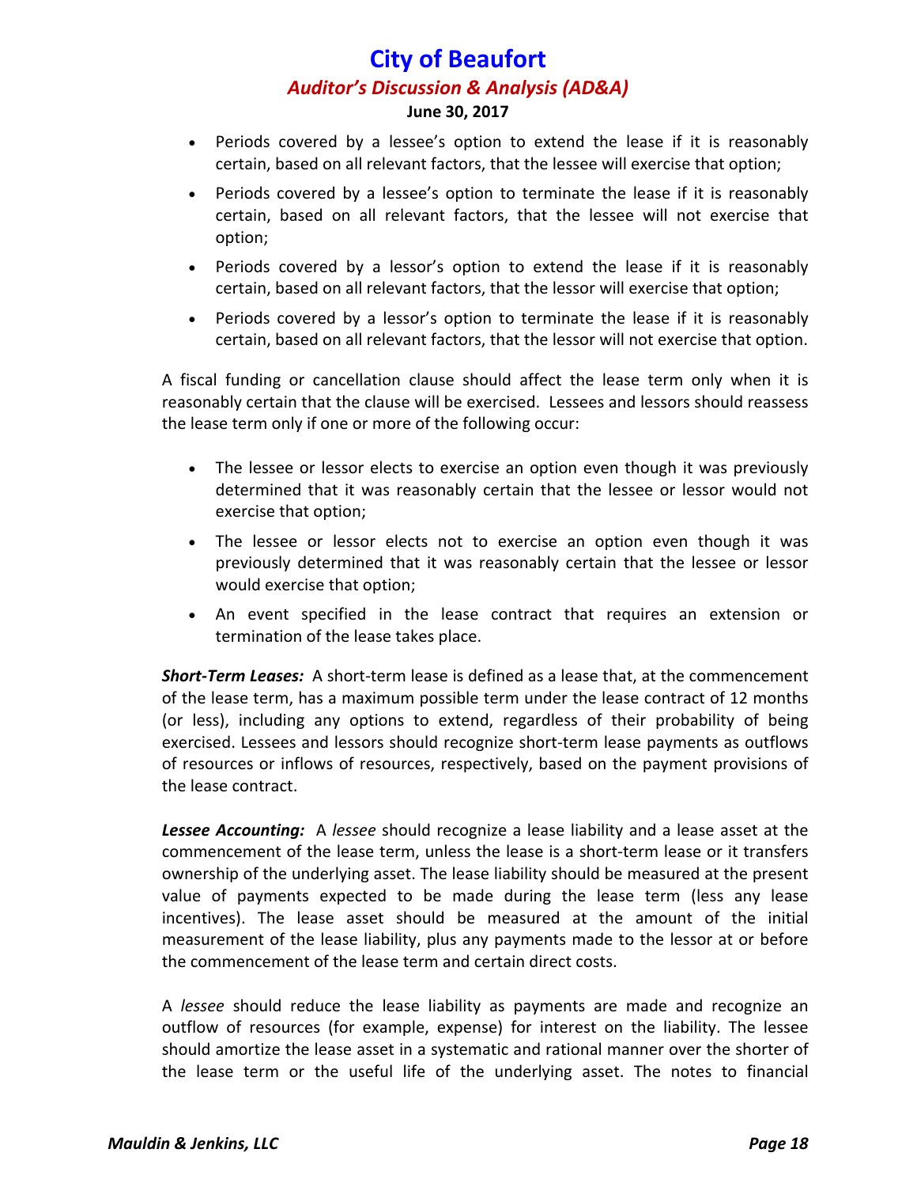- Periods covered by a lessee's option to extend the lease if it is reasonably certain, based on all relevant factors, that the lessee will exercise that option;
- Periods covered by a lessee's option to terminate the lease if it is reasonably certain, based on all relevant factors, that the lessee will not exercise that option;
- Periods covered by a lessor's option to extend the lease if it is reasonably certain, based on all relevant factors, that the lessor will exercise that option;
- Periods covered by a lessor's option to terminate the lease if it is reasonably certain, based on all relevant factors, that the lessor will not exercise that option.

A fiscal funding or cancellation clause should affect the lease term only when it is reasonably certain that the clause will be exercised. Lessees and lessors should reassess the lease term only if one or more of the following occur:

- The lessee or lessor elects to exercise an option even though it was previously determined that it was reasonably certain that the lessee or lessor would not exercise that option;
- The lessee or lessor elects not to exercise an option even though it was previously determined that it was reasonably certain that the lessee or lessor would exercise that option;
- An event specified in the lease contract that requires an extension or termination of the lease takes place.

***Short-Term Leases:*** A short-term lease is defined as a lease that, at the commencement of the lease term, has a maximum possible term under the lease contract of 12 months (or less), including any options to extend, regardless of their probability of being exercised. Lessees and lessors should recognize short-term lease payments as outflows of resources or inflows of resources, respectively, based on the payment provisions of the lease contract.

***Lessee Accounting:*** A *lessee* should recognize a lease liability and a lease asset at the commencement of the lease term, unless the lease is a short-term lease or it transfers ownership of the underlying asset. The lease liability should be measured at the present value of payments expected to be made during the lease term (less any lease incentives). The lease asset should be measured at the amount of the initial measurement of the lease liability, plus any payments made to the lessor at or before the commencement of the lease term and certain direct costs.

A *lessee* should reduce the lease liability as payments are made and recognize an outflow of resources (for example, expense) for interest on the liability. The lessee should amortize the lease asset in a systematic and rational manner over the shorter of the lease term or the useful life of the underlying asset. The notes to financial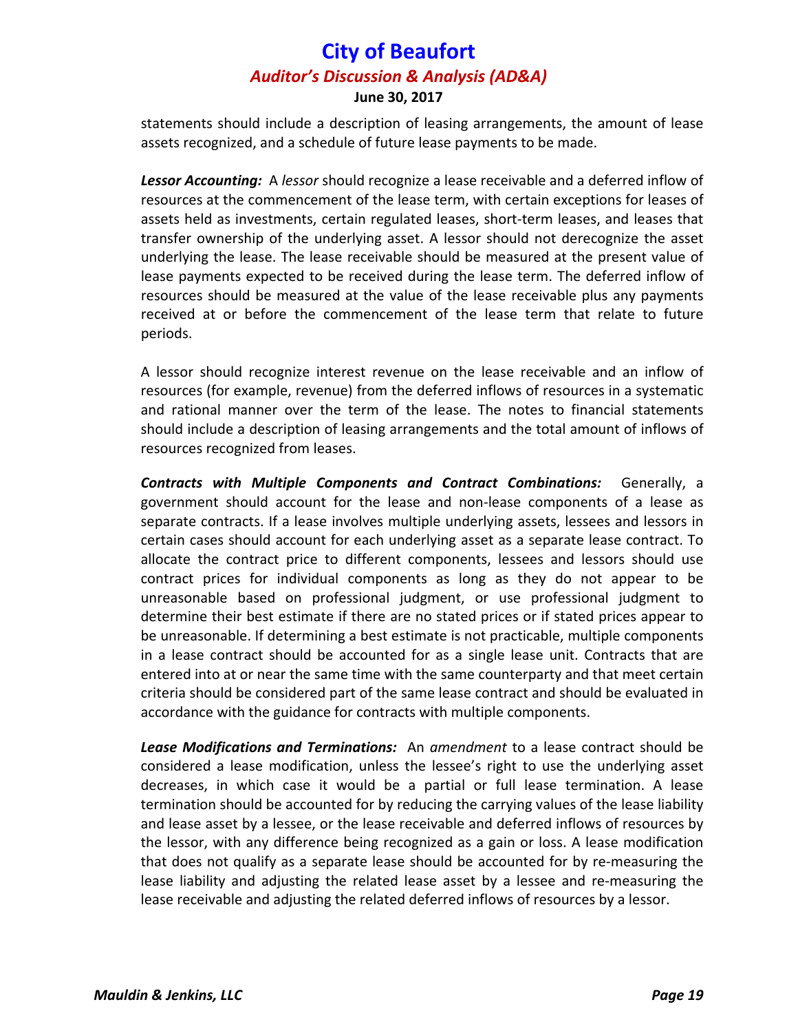statements should include a description of leasing arrangements, the amount of lease assets recognized, and a schedule of future lease payments to be made.

***Lessor Accounting:*** A *lessor* should recognize a lease receivable and a deferred inflow of resources at the commencement of the lease term, with certain exceptions for leases of assets held as investments, certain regulated leases, short-term leases, and leases that transfer ownership of the underlying asset. A lessor should not derecognize the asset underlying the lease. The lease receivable should be measured at the present value of lease payments expected to be received during the lease term. The deferred inflow of resources should be measured at the value of the lease receivable plus any payments received at or before the commencement of the lease term that relate to future periods.

A lessor should recognize interest revenue on the lease receivable and an inflow of resources (for example, revenue) from the deferred inflows of resources in a systematic and rational manner over the term of the lease. The notes to financial statements should include a description of leasing arrangements and the total amount of inflows of resources recognized from leases.

***Contracts with Multiple Components and Contract Combinations:*** Generally, a government should account for the lease and non-lease components of a lease as separate contracts. If a lease involves multiple underlying assets, lessees and lessors in certain cases should account for each underlying asset as a separate lease contract. To allocate the contract price to different components, lessees and lessors should use contract prices for individual components as long as they do not appear to be unreasonable based on professional judgment, or use professional judgment to determine their best estimate if there are no stated prices or if stated prices appear to be unreasonable. If determining a best estimate is not practicable, multiple components in a lease contract should be accounted for as a single lease unit. Contracts that are entered into at or near the same time with the same counterparty and that meet certain criteria should be considered part of the same lease contract and should be evaluated in accordance with the guidance for contracts with multiple components.

***Lease Modifications and Terminations:*** An *amendment* to a lease contract should be considered a lease modification, unless the lessee's right to use the underlying asset decreases, in which case it would be a partial or full lease termination. A lease termination should be accounted for by reducing the carrying values of the lease liability and lease asset by a lessee, or the lease receivable and deferred inflows of resources by the lessor, with any difference being recognized as a gain or loss. A lease modification that does not qualify as a separate lease should be accounted for by re-measuring the lease liability and adjusting the related lease asset by a lessee and re-measuring the lease receivable and adjusting the related deferred inflows of resources by a lessor.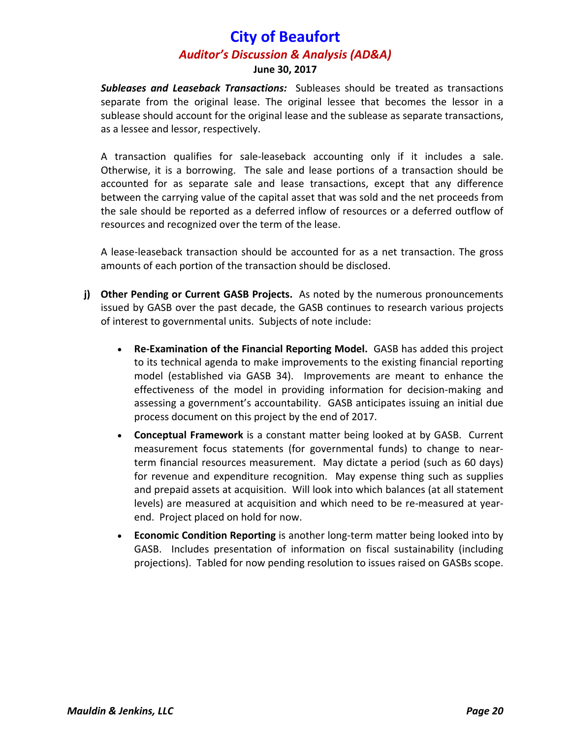***Subleases and Leaseback Transactions:*** Subleases should be treated as transactions separate from the original lease. The original lessee that becomes the lessor in a sublease should account for the original lease and the sublease as separate transactions, as a lessee and lessor, respectively.

A transaction qualifies for sale-leaseback accounting only if it includes a sale. Otherwise, it is a borrowing. The sale and lease portions of a transaction should be accounted for as separate sale and lease transactions, except that any difference between the carrying value of the capital asset that was sold and the net proceeds from the sale should be reported as a deferred inflow of resources or a deferred outflow of resources and recognized over the term of the lease.

A lease-leaseback transaction should be accounted for as a net transaction. The gross amounts of each portion of the transaction should be disclosed.

**j) Other Pending or Current GASB Projects.** As noted by the numerous pronouncements issued by GASB over the past decade, the GASB continues to research various projects of interest to governmental units. Subjects of note include:

- **Re-Examination of the Financial Reporting Model.** GASB has added this project to its technical agenda to make improvements to the existing financial reporting model (established via GASB 34). Improvements are meant to enhance the effectiveness of the model in providing information for decision-making and assessing a government's accountability. GASB anticipates issuing an initial due process document on this project by the end of 2017.
- **Conceptual Framework** is a constant matter being looked at by GASB. Current measurement focus statements (for governmental funds) to change to near-term financial resources measurement. May dictate a period (such as 60 days) for revenue and expenditure recognition. May expense thing such as supplies and prepaid assets at acquisition. Will look into which balances (at all statement levels) are measured at acquisition and which need to be re-measured at year-end. Project placed on hold for now.
- **Economic Condition Reporting** is another long-term matter being looked into by GASB. Includes presentation of information on fiscal sustainability (including projections). Tabled for now pending resolution to issues raised on GASBs scope.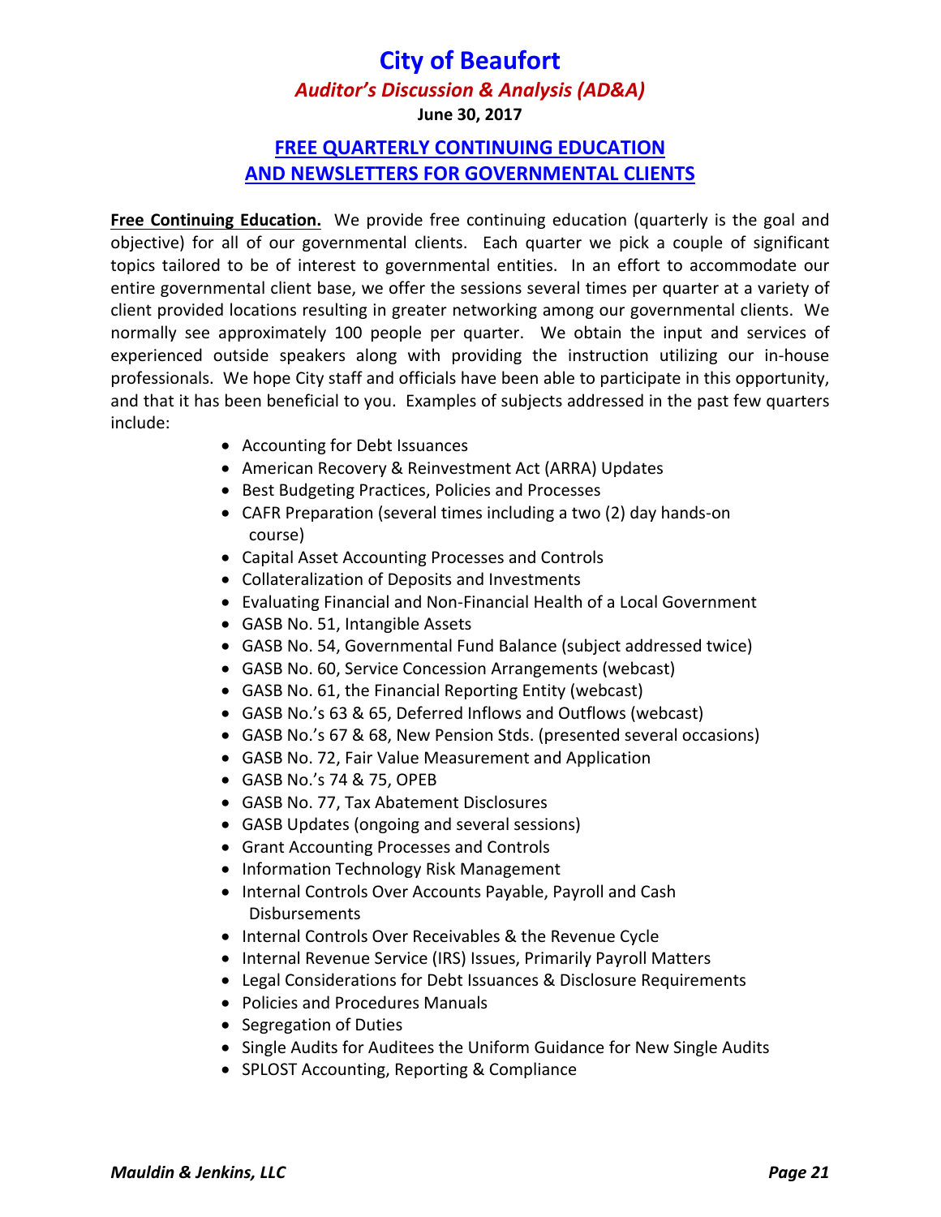# City of Beaufort

### *Auditor's Discussion & Analysis (AD&A)*

**June 30, 2017**

## FREE QUARTERLY CONTINUING EDUCATION AND NEWSLETTERS FOR GOVERNMENTAL CLIENTS

**Free Continuing Education.** We provide free continuing education (quarterly is the goal and objective) for all of our governmental clients. Each quarter we pick a couple of significant topics tailored to be of interest to governmental entities. In an effort to accommodate our entire governmental client base, we offer the sessions several times per quarter at a variety of client provided locations resulting in greater networking among our governmental clients. We normally see approximately 100 people per quarter. We obtain the input and services of experienced outside speakers along with providing the instruction utilizing our in-house professionals. We hope City staff and officials have been able to participate in this opportunity, and that it has been beneficial to you. Examples of subjects addressed in the past few quarters include:

- Accounting for Debt Issuances
- American Recovery & Reinvestment Act (ARRA) Updates
- Best Budgeting Practices, Policies and Processes
- CAFR Preparation (several times including a two (2) day hands-on course)
- Capital Asset Accounting Processes and Controls
- Collateralization of Deposits and Investments
- Evaluating Financial and Non-Financial Health of a Local Government
- GASB No. 51, Intangible Assets
- GASB No. 54, Governmental Fund Balance (subject addressed twice)
- GASB No. 60, Service Concession Arrangements (webcast)
- GASB No. 61, the Financial Reporting Entity (webcast)
- GASB No.'s 63 & 65, Deferred Inflows and Outflows (webcast)
- GASB No.'s 67 & 68, New Pension Stds. (presented several occasions)
- GASB No. 72, Fair Value Measurement and Application
- GASB No.'s 74 & 75, OPEB
- GASB No. 77, Tax Abatement Disclosures
- GASB Updates (ongoing and several sessions)
- Grant Accounting Processes and Controls
- Information Technology Risk Management
- Internal Controls Over Accounts Payable, Payroll and Cash Disbursements
- Internal Controls Over Receivables & the Revenue Cycle
- Internal Revenue Service (IRS) Issues, Primarily Payroll Matters
- Legal Considerations for Debt Issuances & Disclosure Requirements
- Policies and Procedures Manuals
- Segregation of Duties
- Single Audits for Auditees the Uniform Guidance for New Single Audits
- SPLOST Accounting, Reporting & Compliance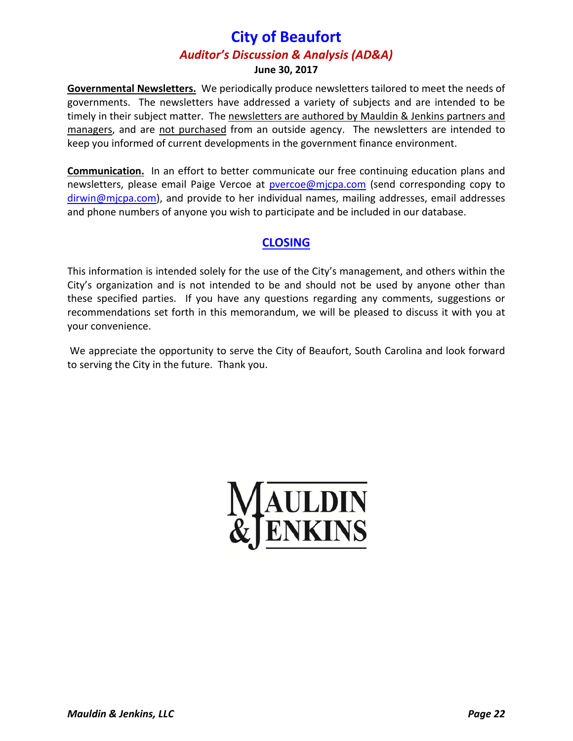**Governmental Newsletters.** We periodically produce newsletters tailored to meet the needs of governments. The newsletters have addressed a variety of subjects and are intended to be timely in their subject matter. The newsletters are authored by Mauldin & Jenkins partners and managers, and are not purchased from an outside agency. The newsletters are intended to keep you informed of current developments in the government finance environment.

**Communication.** In an effort to better communicate our free continuing education plans and newsletters, please email Paige Vercoe at pvercoe@mjcpa.com (send corresponding copy to dirwin@mjcpa.com), and provide to her individual names, mailing addresses, email addresses and phone numbers of anyone you wish to participate and be included in our database.

## CLOSING

This information is intended solely for the use of the City's management, and others within the City's organization and is not intended to be and should not be used by anyone other than these specified parties. If you have any questions regarding any comments, suggestions or recommendations set forth in this memorandum, we will be pleased to discuss it with you at your convenience.

We appreciate the opportunity to serve the City of Beaufort, South Carolina and look forward to serving the City in the future. Thank you.

MAULDIN & JENKINS